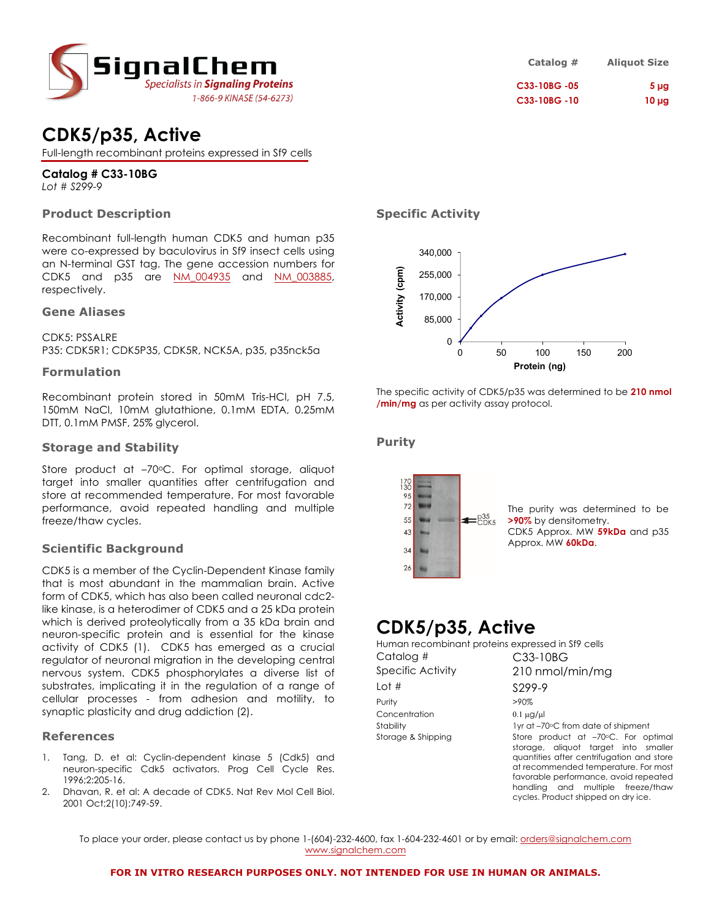SignalChem
Specialists in Signaling Proteins
1-866-9 KINASE (54-6273)

| Catalog # | Aliquot Size |
|---|---|
| C33-10BG -05 | 5 µg |
| C33-10BG -10 | 10 µg |

# CDK5/p35, Active

Full-length recombinant proteins expressed in Sf9 cells

**Catalog # C33-10BG**
*Lot # S299-9*

## Product Description

Recombinant full-length human CDK5 and human p35 were co-expressed by baculovirus in Sf9 insect cells using an N-terminal GST tag. The gene accession numbers for CDK5 and p35 are NM_004935 and NM_003885, respectively.

## Gene Aliases

CDK5: PSSALRE
P35: CDK5R1; CDK5P35, CDK5R, NCK5A, p35, p35nck5a

## Formulation

Recombinant protein stored in 50mM Tris-HCl, pH 7.5, 150mM NaCl, 10mM glutathione, 0.1mM EDTA, 0.25mM DTT, 0.1mM PMSF, 25% glycerol.

## Storage and Stability

Store product at –70ºC. For optimal storage, aliquot target into smaller quantities after centrifugation and store at recommended temperature. For most favorable performance, avoid repeated handling and multiple freeze/thaw cycles.

## Scientific Background

CDK5 is a member of the Cyclin-Dependent Kinase family that is most abundant in the mammalian brain. Active form of CDK5, which has also been called neuronal cdc2-like kinase, is a heterodimer of CDK5 and a 25 kDa protein which is derived proteolytically from a 35 kDa brain and neuron-specific protein and is essential for the kinase activity of CDK5 (1). CDK5 has emerged as a crucial regulator of neuronal migration in the developing central nervous system. CDK5 phosphorylates a diverse list of substrates, implicating it in the regulation of a range of cellular processes - from adhesion and motility, to synaptic plasticity and drug addiction (2).

## References

1. Tang, D. et al: Cyclin-dependent kinase 5 (Cdk5) and neuron-specific Cdk5 activators. Prog Cell Cycle Res. 1996;2:205-16.
2. Dhavan, R. et al: A decade of CDK5. Nat Rev Mol Cell Biol. 2001 Oct;2(10):749-59.

## Specific Activity

The specific activity of CDK5/p35 was determined to be **210 nmol /min/mg** as per activity assay protocol.

## Purity

The purity was determined to be **>90%** by densitometry.
CDK5 Approx. MW **59kDa** and p35 Approx. MW **60kDa**.

# CDK5/p35, Active

Human recombinant proteins expressed in Sf9 cells

| | |
|---|---|
| Catalog # | C33-10BG |
| Specific Activity | 210 nmol/min/mg |
| Lot # | S299-9 |
| Purity | >90% |
| Concentration | 0.1 µg/µl |
| Stability | 1yr at –70ºC from date of shipment |
| Storage & Shipping | Store product at –70ºC. For optimal storage, aliquot target into smaller quantities after centrifugation and store at recommended temperature. For most favorable performance, avoid repeated handling and multiple freeze/thaw cycles. Product shipped on dry ice. |

To place your order, please contact us by phone 1-(604)-232-4600, fax 1-604-232-4601 or by email: orders@signalchem.com
www.signalchem.com

**FOR IN VITRO RESEARCH PURPOSES ONLY. NOT INTENDED FOR USE IN HUMAN OR ANIMALS.**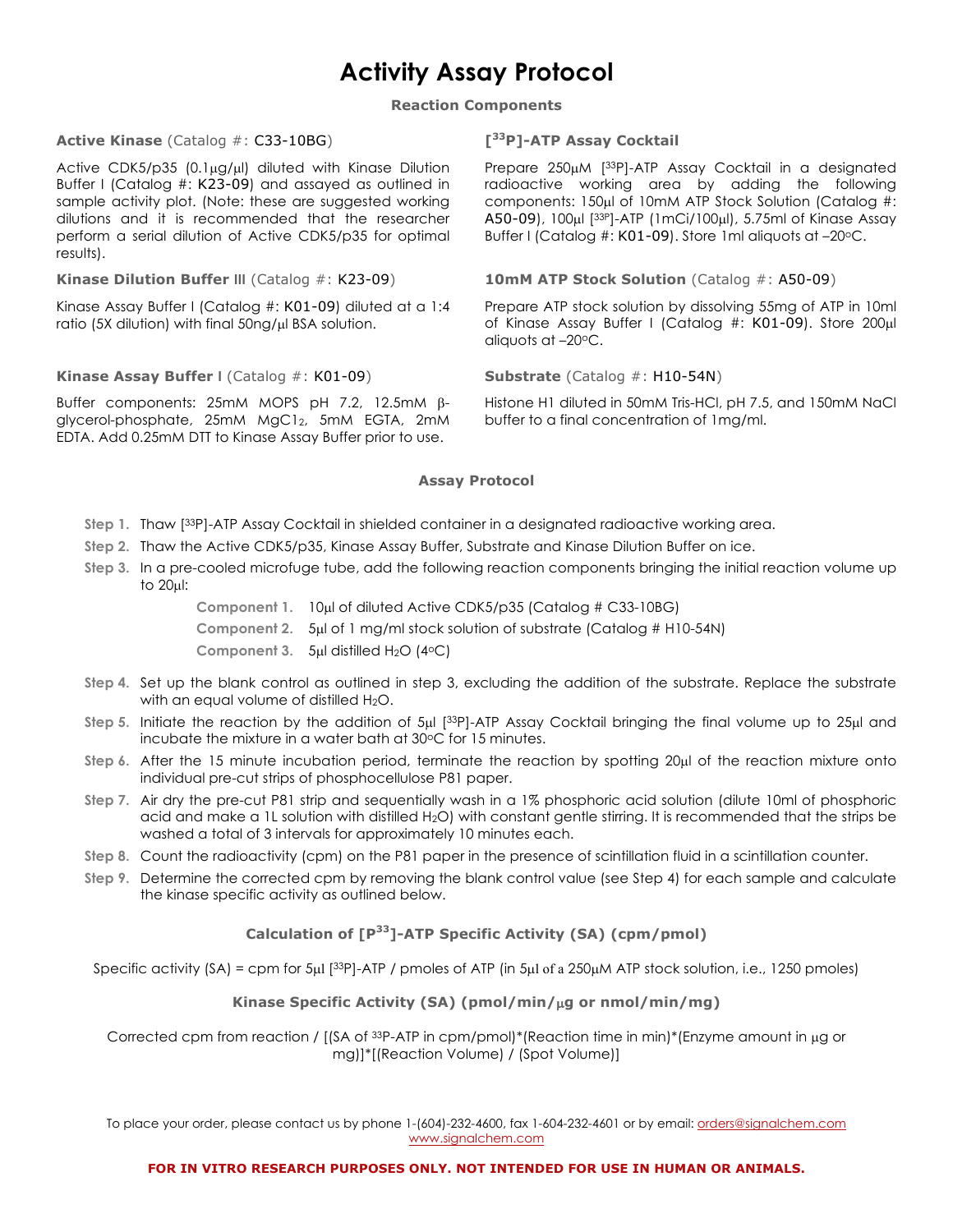# Activity Assay Protocol

## Reaction Components

**Active Kinase** (Catalog #: C33-10BG)

Active CDK5/p35 (0.1µg/µl) diluted with Kinase Dilution Buffer I (Catalog #: K23-09) and assayed as outlined in sample activity plot. (Note: these are suggested working dilutions and it is recommended that the researcher perform a serial dilution of Active CDK5/p35 for optimal results).

**Kinase Dilution Buffer III** (Catalog #: K23-09)

Kinase Assay Buffer I (Catalog #: K01-09) diluted at a 1:4 ratio (5X dilution) with final 50ng/µl BSA solution.

**Kinase Assay Buffer I** (Catalog #: K01-09)

Buffer components: 25mM MOPS pH 7.2, 12.5mM β-glycerol-phosphate, 25mM $MgCl_2$, 5mM EGTA, 2mM EDTA. Add 0.25mM DTT to Kinase Assay Buffer prior to use.

**[$^{33}$P]-ATP Assay Cocktail**

Prepare 250µM [$^{33}$P]-ATP Assay Cocktail in a designated radioactive working area by adding the following components: 150µl of 10mM ATP Stock Solution (Catalog #: A50-09), 100µl [$^{33}$P]-ATP (1mCi/100µl), 5.75ml of Kinase Assay Buffer I (Catalog #: K01-09). Store 1ml aliquots at –20°C.

**10mM ATP Stock Solution** (Catalog #: A50-09)

Prepare ATP stock solution by dissolving 55mg of ATP in 10ml of Kinase Assay Buffer I (Catalog #: K01-09). Store 200µl aliquots at –20°C.

**Substrate** (Catalog #: H10-54N)

Histone H1 diluted in 50mM Tris-HCl, pH 7.5, and 150mM NaCl buffer to a final concentration of 1mg/ml.

## Assay Protocol

- **Step 1.** Thaw [$^{33}$P]-ATP Assay Cocktail in shielded container in a designated radioactive working area.
- **Step 2.** Thaw the Active CDK5/p35, Kinase Assay Buffer, Substrate and Kinase Dilution Buffer on ice.
- **Step 3.** In a pre-cooled microfuge tube, add the following reaction components bringing the initial reaction volume up to 20µl:
  - **Component 1.** 10µl of diluted Active CDK5/p35 (Catalog # C33-10BG)
  - **Component 2.** 5µl of 1 mg/ml stock solution of substrate (Catalog # H10-54N)
  - **Component 3.** 5µl distilled $H_2O$ (4°C)
- **Step 4.** Set up the blank control as outlined in step 3, excluding the addition of the substrate. Replace the substrate with an equal volume of distilled $H_2O$.
- **Step 5.** Initiate the reaction by the addition of 5µl [$^{33}$P]-ATP Assay Cocktail bringing the final volume up to 25µl and incubate the mixture in a water bath at 30°C for 15 minutes.
- **Step 6.** After the 15 minute incubation period, terminate the reaction by spotting 20µl of the reaction mixture onto individual pre-cut strips of phosphocellulose P81 paper.
- **Step 7.** Air dry the pre-cut P81 strip and sequentially wash in a 1% phosphoric acid solution (dilute 10ml of phosphoric acid and make a 1L solution with distilled $H_2O$) with constant gentle stirring. It is recommended that the strips be washed a total of 3 intervals for approximately 10 minutes each.
- **Step 8.** Count the radioactivity (cpm) on the P81 paper in the presence of scintillation fluid in a scintillation counter.
- **Step 9.** Determine the corrected cpm by removing the blank control value (see Step 4) for each sample and calculate the kinase specific activity as outlined below.

### Calculation of [P$^{33}$]-ATP Specific Activity (SA) (cpm/pmol)

Specific activity (SA) = cpm for 5µl [$^{33}$P]-ATP / pmoles of ATP (in 5µl of a 250µM ATP stock solution, i.e., 1250 pmoles)

### Kinase Specific Activity (SA) (pmol/min/µg or nmol/min/mg)

Corrected cpm from reaction / [(SA of $^{33}$P-ATP in cpm/pmol)*(Reaction time in min)*(Enzyme amount in µg or mg)]*[(Reaction Volume) / (Spot Volume)]

To place your order, please contact us by phone 1-(604)-232-4600, fax 1-604-232-4601 or by email: orders@signalchem.com
www.signalchem.com

**FOR IN VITRO RESEARCH PURPOSES ONLY. NOT INTENDED FOR USE IN HUMAN OR ANIMALS.**